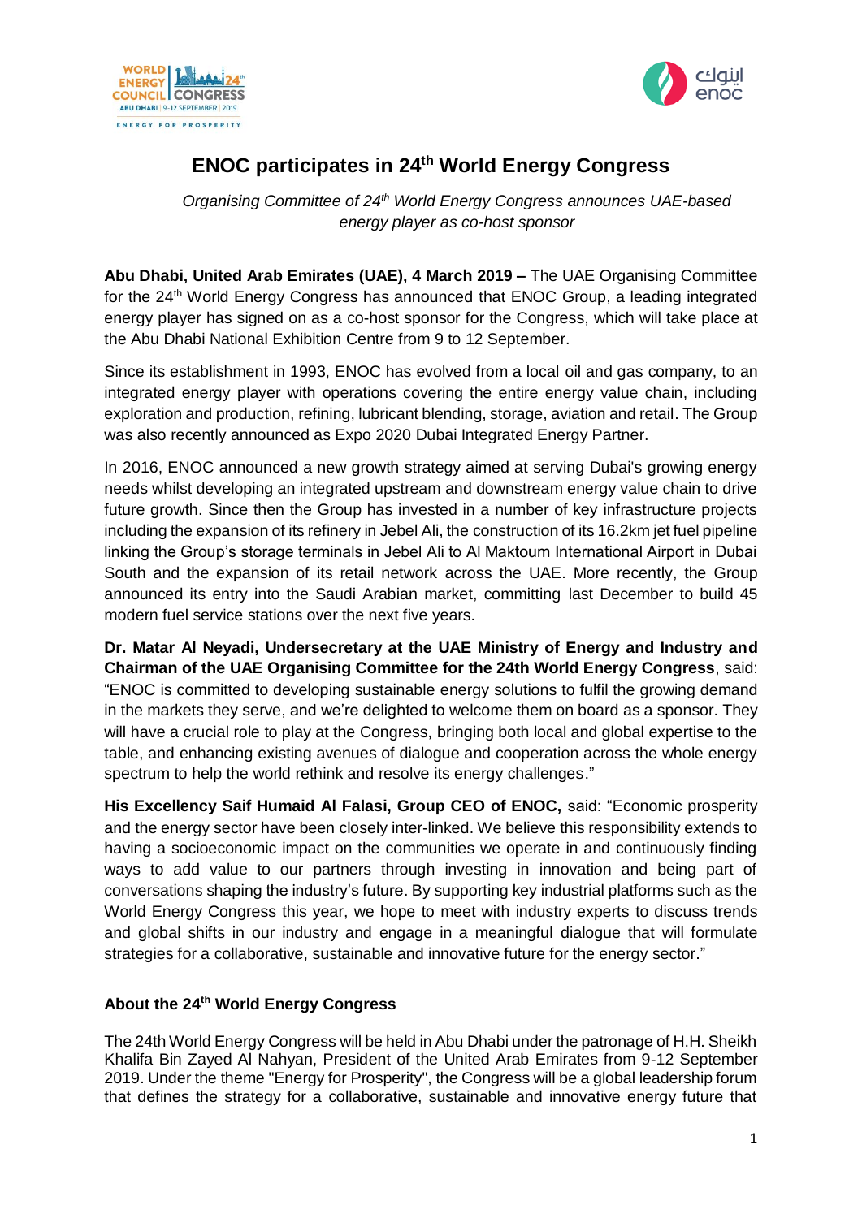# ENOC participates in 24th World Energy Congress

*Organising Committee of 24th World Energy Congress announces UAE-based energy player as co-host sponsor*

**Abu Dhabi, United Arab Emirates (UAE), 4 March 2019 –** The UAE Organising Committee for the 24th World Energy Congress has announced that ENOC Group, a leading integrated energy player has signed on as a co-host sponsor for the Congress, which will take place at the Abu Dhabi National Exhibition Centre from 9 to 12 September.

Since its establishment in 1993, ENOC has evolved from a local oil and gas company, to an integrated energy player with operations covering the entire energy value chain, including exploration and production, refining, lubricant blending, storage, aviation and retail. The Group was also recently announced as Expo 2020 Dubai Integrated Energy Partner.

In 2016, ENOC announced a new growth strategy aimed at serving Dubai's growing energy needs whilst developing an integrated upstream and downstream energy value chain to drive future growth. Since then the Group has invested in a number of key infrastructure projects including the expansion of its refinery in Jebel Ali, the construction of its 16.2km jet fuel pipeline linking the Group's storage terminals in Jebel Ali to Al Maktoum International Airport in Dubai South and the expansion of its retail network across the UAE. More recently, the Group announced its entry into the Saudi Arabian market, committing last December to build 45 modern fuel service stations over the next five years.

**Dr. Matar Al Neyadi, Undersecretary at the UAE Ministry of Energy and Industry and Chairman of the UAE Organising Committee for the 24th World Energy Congress**, said: "ENOC is committed to developing sustainable energy solutions to fulfil the growing demand in the markets they serve, and we're delighted to welcome them on board as a sponsor. They will have a crucial role to play at the Congress, bringing both local and global expertise to the table, and enhancing existing avenues of dialogue and cooperation across the whole energy spectrum to help the world rethink and resolve its energy challenges."

**His Excellency Saif Humaid Al Falasi, Group CEO of ENOC,** said: "Economic prosperity and the energy sector have been closely inter-linked. We believe this responsibility extends to having a socioeconomic impact on the communities we operate in and continuously finding ways to add value to our partners through investing in innovation and being part of conversations shaping the industry's future. By supporting key industrial platforms such as the World Energy Congress this year, we hope to meet with industry experts to discuss trends and global shifts in our industry and engage in a meaningful dialogue that will formulate strategies for a collaborative, sustainable and innovative future for the energy sector."

## About the 24th World Energy Congress

The 24th World Energy Congress will be held in Abu Dhabi under the patronage of H.H. Sheikh Khalifa Bin Zayed Al Nahyan, President of the United Arab Emirates from 9-12 September 2019. Under the theme "Energy for Prosperity", the Congress will be a global leadership forum that defines the strategy for a collaborative, sustainable and innovative energy future that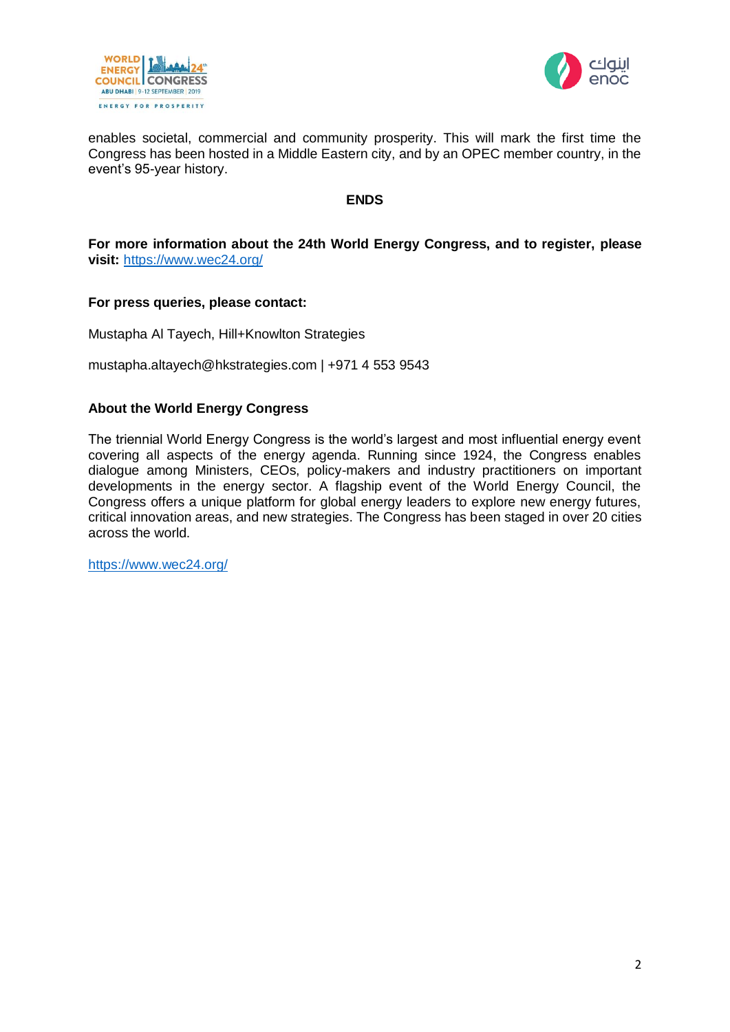enables societal, commercial and community prosperity. This will mark the first time the Congress has been hosted in a Middle Eastern city, and by an OPEC member country, in the event's 95-year history.

**ENDS**

**For more information about the 24th World Energy Congress, and to register, please visit:** https://www.wec24.org/

**For press queries, please contact:**

Mustapha Al Tayech, Hill+Knowlton Strategies

mustapha.altayech@hkstrategies.com | +971 4 553 9543

**About the World Energy Congress**

The triennial World Energy Congress is the world's largest and most influential energy event covering all aspects of the energy agenda. Running since 1924, the Congress enables dialogue among Ministers, CEOs, policy-makers and industry practitioners on important developments in the energy sector. A flagship event of the World Energy Council, the Congress offers a unique platform for global energy leaders to explore new energy futures, critical innovation areas, and new strategies. The Congress has been staged in over 20 cities across the world.

https://www.wec24.org/